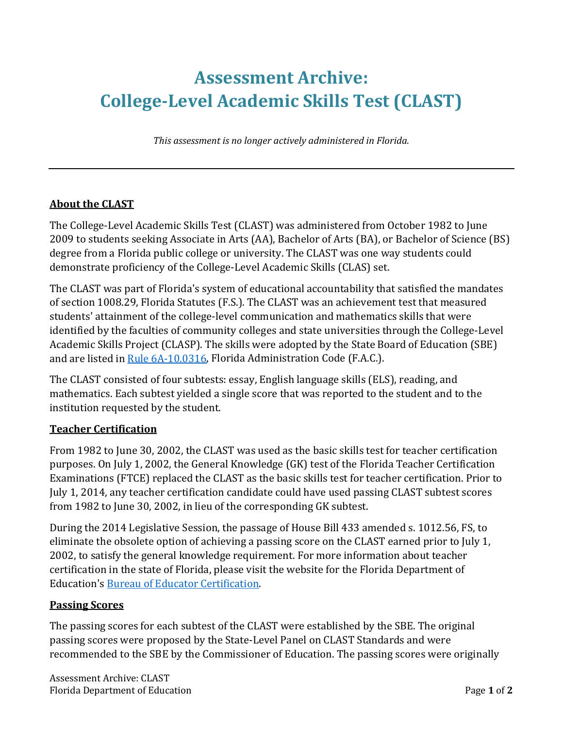# Assessment Archive: College-Level Academic Skills Test (CLAST)

*This assessment is no longer actively administered in Florida.*

---

## About the CLAST

The College-Level Academic Skills Test (CLAST) was administered from October 1982 to June 2009 to students seeking Associate in Arts (AA), Bachelor of Arts (BA), or Bachelor of Science (BS) degree from a Florida public college or university. The CLAST was one way students could demonstrate proficiency of the College-Level Academic Skills (CLAS) set.

The CLAST was part of Florida's system of educational accountability that satisfied the mandates of section 1008.29, Florida Statutes (F.S.). The CLAST was an achievement test that measured students' attainment of the college-level communication and mathematics skills that were identified by the faculties of community colleges and state universities through the College-Level Academic Skills Project (CLASP). The skills were adopted by the State Board of Education (SBE) and are listed in [Rule 6A-10.0316](), Florida Administration Code (F.A.C.).

The CLAST consisted of four subtests: essay, English language skills (ELS), reading, and mathematics. Each subtest yielded a single score that was reported to the student and to the institution requested by the student.

## Teacher Certification

From 1982 to June 30, 2002, the CLAST was used as the basic skills test for teacher certification purposes. On July 1, 2002, the General Knowledge (GK) test of the Florida Teacher Certification Examinations (FTCE) replaced the CLAST as the basic skills test for teacher certification. Prior to July 1, 2014, any teacher certification candidate could have used passing CLAST subtest scores from 1982 to June 30, 2002, in lieu of the corresponding GK subtest.

During the 2014 Legislative Session, the passage of House Bill 433 amended s. 1012.56, FS, to eliminate the obsolete option of achieving a passing score on the CLAST earned prior to July 1, 2002, to satisfy the general knowledge requirement. For more information about teacher certification in the state of Florida, please visit the website for the Florida Department of Education's [Bureau of Educator Certification]().

## Passing Scores

The passing scores for each subtest of the CLAST were established by the SBE. The original passing scores were proposed by the State-Level Panel on CLAST Standards and were recommended to the SBE by the Commissioner of Education. The passing scores were originally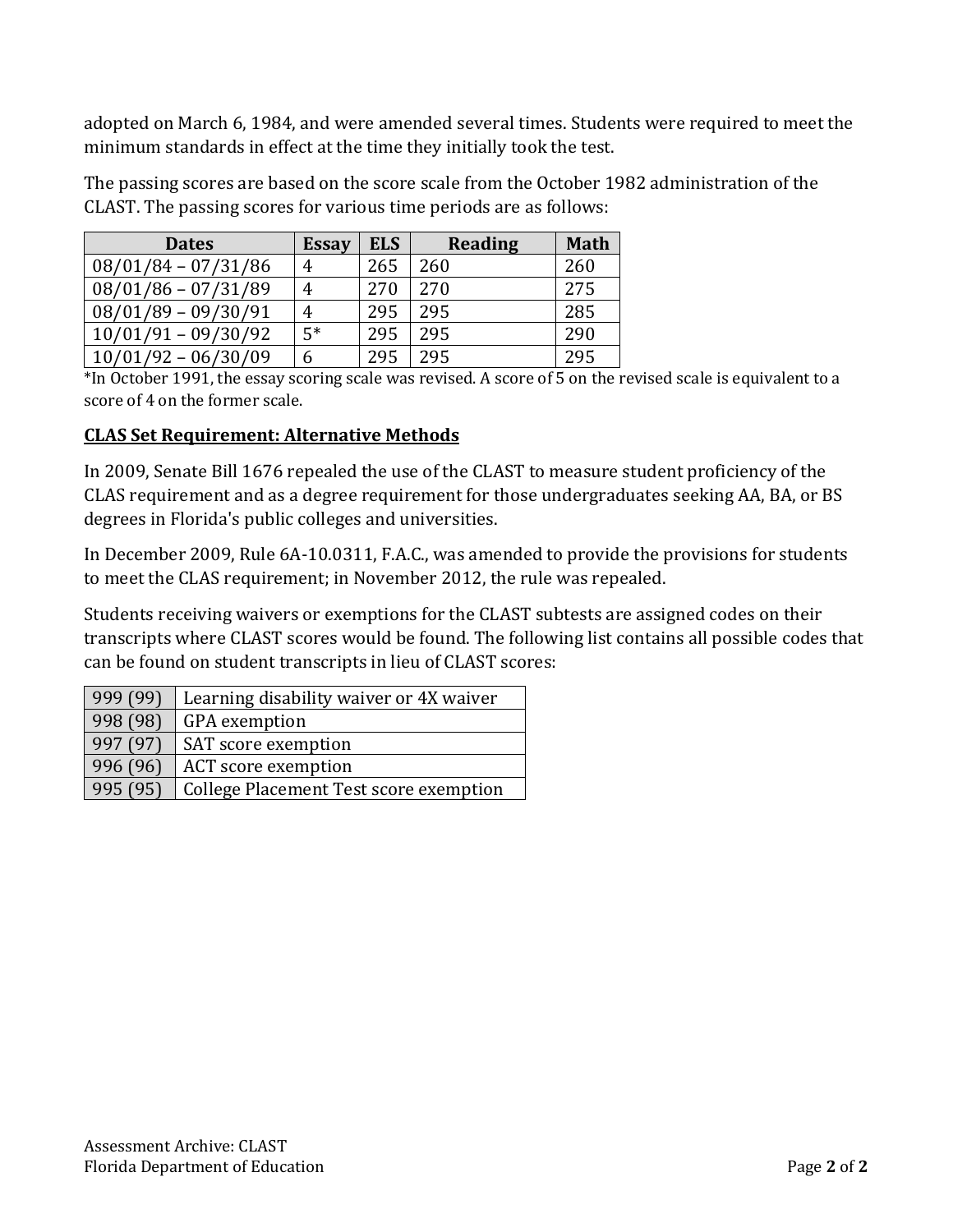adopted on March 6, 1984, and were amended several times. Students were required to meet the minimum standards in effect at the time they initially took the test.

The passing scores are based on the score scale from the October 1982 administration of the CLAST. The passing scores for various time periods are as follows:

| Dates | Essay | ELS | Reading | Math |
|---|---|---|---|---|
| 08/01/84 – 07/31/86 | 4 | 265 | 260 | 260 |
| 08/01/86 – 07/31/89 | 4 | 270 | 270 | 275 |
| 08/01/89 – 09/30/91 | 4 | 295 | 295 | 285 |
| 10/01/91 – 09/30/92 | 5* | 295 | 295 | 290 |
| 10/01/92 – 06/30/09 | 6 | 295 | 295 | 295 |

*In October 1991, the essay scoring scale was revised. A score of 5 on the revised scale is equivalent to a score of 4 on the former scale.

**CLAS Set Requirement: Alternative Methods**

In 2009, Senate Bill 1676 repealed the use of the CLAST to measure student proficiency of the CLAS requirement and as a degree requirement for those undergraduates seeking AA, BA, or BS degrees in Florida's public colleges and universities.

In December 2009, Rule 6A-10.0311, F.A.C., was amended to provide the provisions for students to meet the CLAS requirement; in November 2012, the rule was repealed.

Students receiving waivers or exemptions for the CLAST subtests are assigned codes on their transcripts where CLAST scores would be found. The following list contains all possible codes that can be found on student transcripts in lieu of CLAST scores:

| | |
|---|---|
| 999 (99) | Learning disability waiver or 4X waiver |
| 998 (98) | GPA exemption |
| 997 (97) | SAT score exemption |
| 996 (96) | ACT score exemption |
| 995 (95) | College Placement Test score exemption |